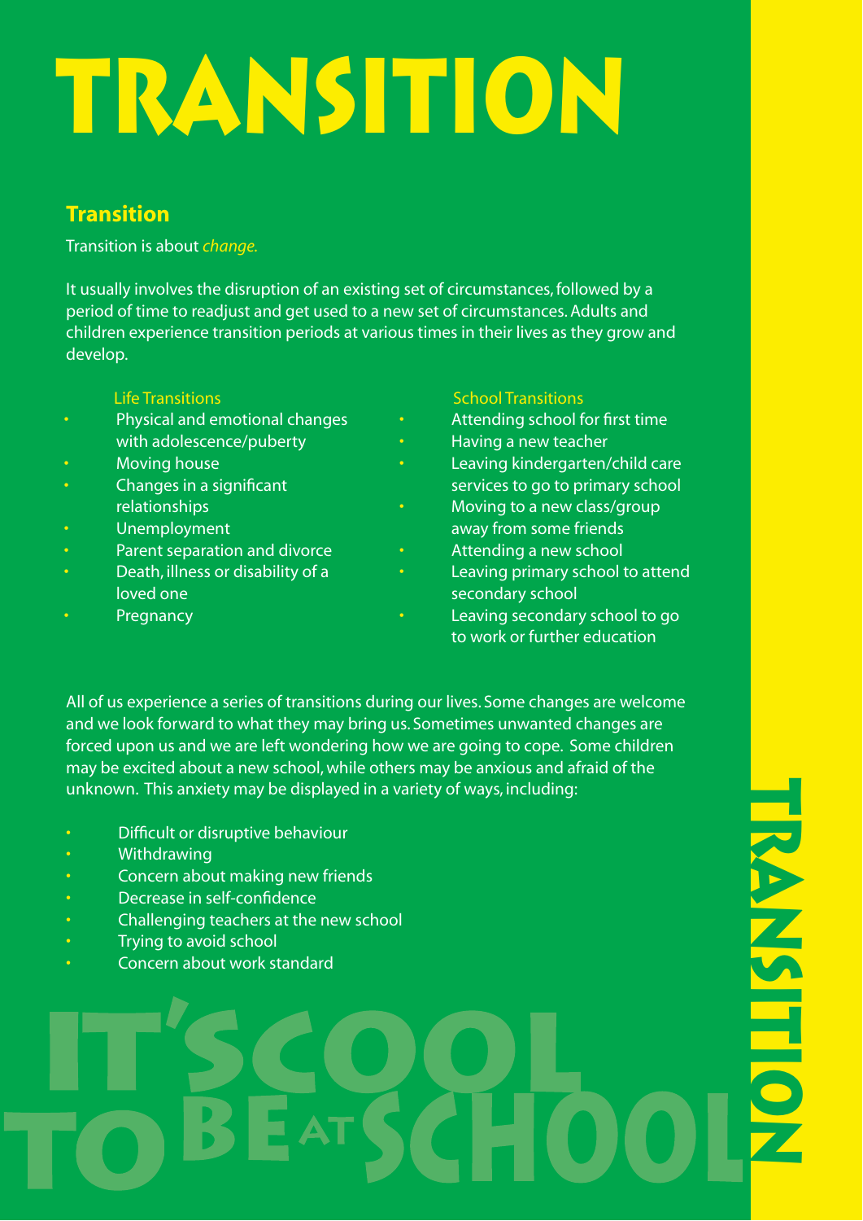# TRANSITION

## Transition

Transition is about *change.*

It usually involves the disruption of an existing set of circumstances, followed by a period of time to readjust and get used to a new set of circumstances. Adults and children experience transition periods at various times in their lives as they grow and develop.

Life Transitions

- Physical and emotional changes with adolescence/puberty
- Moving house
- Changes in a significant relationships
- Unemployment
- Parent separation and divorce
- Death, illness or disability of a loved one
- Pregnancy

School Transitions

- Attending school for first time
- Having a new teacher
- Leaving kindergarten/child care services to go to primary school
- Moving to a new class/group away from some friends
- Attending a new school
- Leaving primary school to attend secondary school
- Leaving secondary school to go to work or further education

All of us experience a series of transitions during our lives. Some changes are welcome and we look forward to what they may bring us. Sometimes unwanted changes are forced upon us and we are left wondering how we are going to cope. Some children may be excited about a new school, while others may be anxious and afraid of the unknown. This anxiety may be displayed in a variety of ways, including:

- Difficult or disruptive behaviour
- Withdrawing
- Concern about making new friends
- Decrease in self-confidence
- Challenging teachers at the new school
- Trying to avoid school
- Concern about work standard

IT'S COOL TO BE AT SCHOOL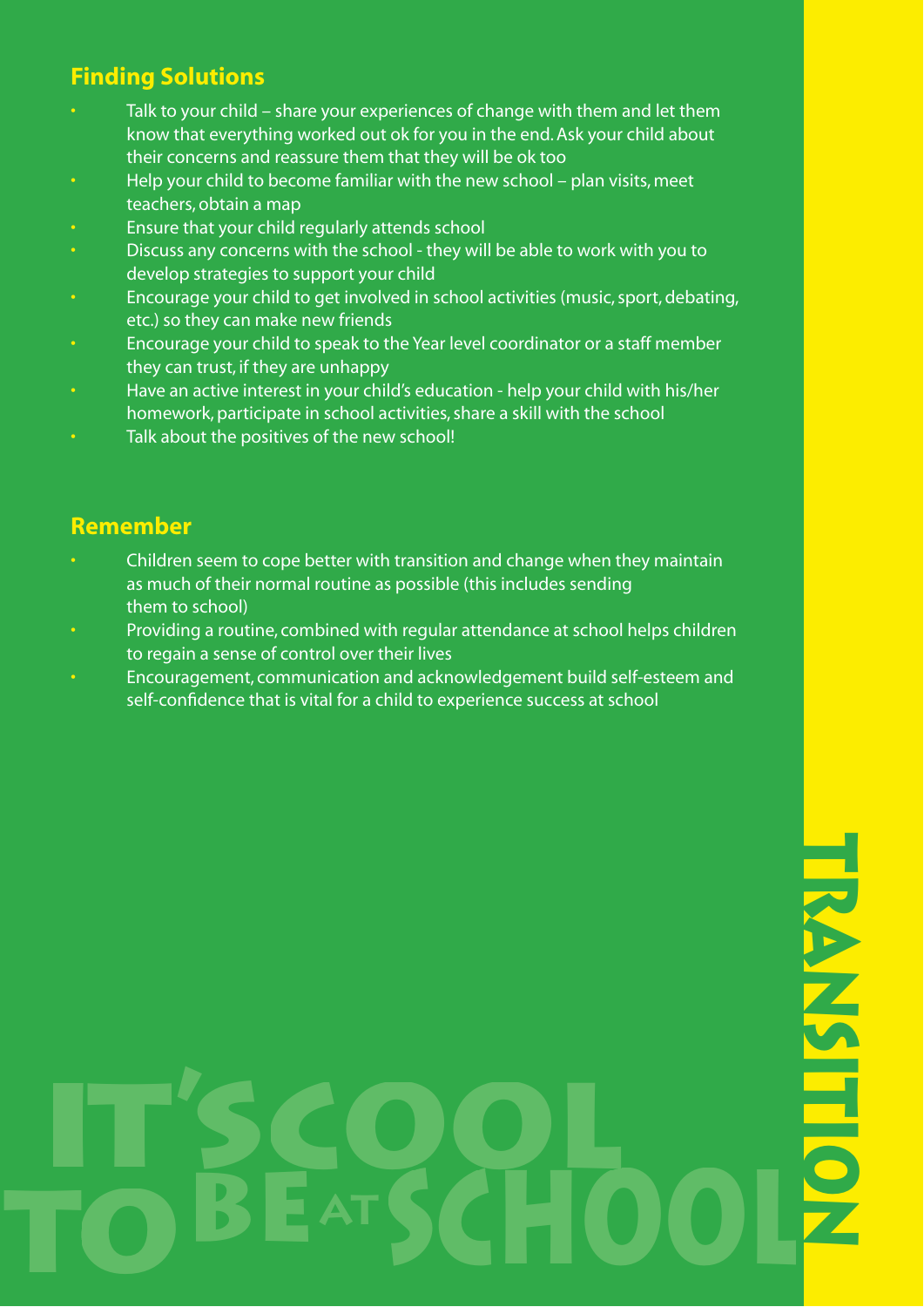## Finding Solutions

- Talk to your child – share your experiences of change with them and let them know that everything worked out ok for you in the end. Ask your child about their concerns and reassure them that they will be ok too
- Help your child to become familiar with the new school – plan visits, meet teachers, obtain a map
- Ensure that your child regularly attends school
- Discuss any concerns with the school - they will be able to work with you to develop strategies to support your child
- Encourage your child to get involved in school activities (music, sport, debating, etc.) so they can make new friends
- Encourage your child to speak to the Year level coordinator or a staff member they can trust, if they are unhappy
- Have an active interest in your child's education - help your child with his/her homework, participate in school activities, share a skill with the school
- Talk about the positives of the new school!

## Remember

- Children seem to cope better with transition and change when they maintain as much of their normal routine as possible (this includes sending them to school)
- Providing a routine, combined with regular attendance at school helps children to regain a sense of control over their lives
- Encouragement, communication and acknowledgement build self-esteem and self-confidence that is vital for a child to experience success at school

IT'S COOL TO BE AT SCHOOL

TRANSITION